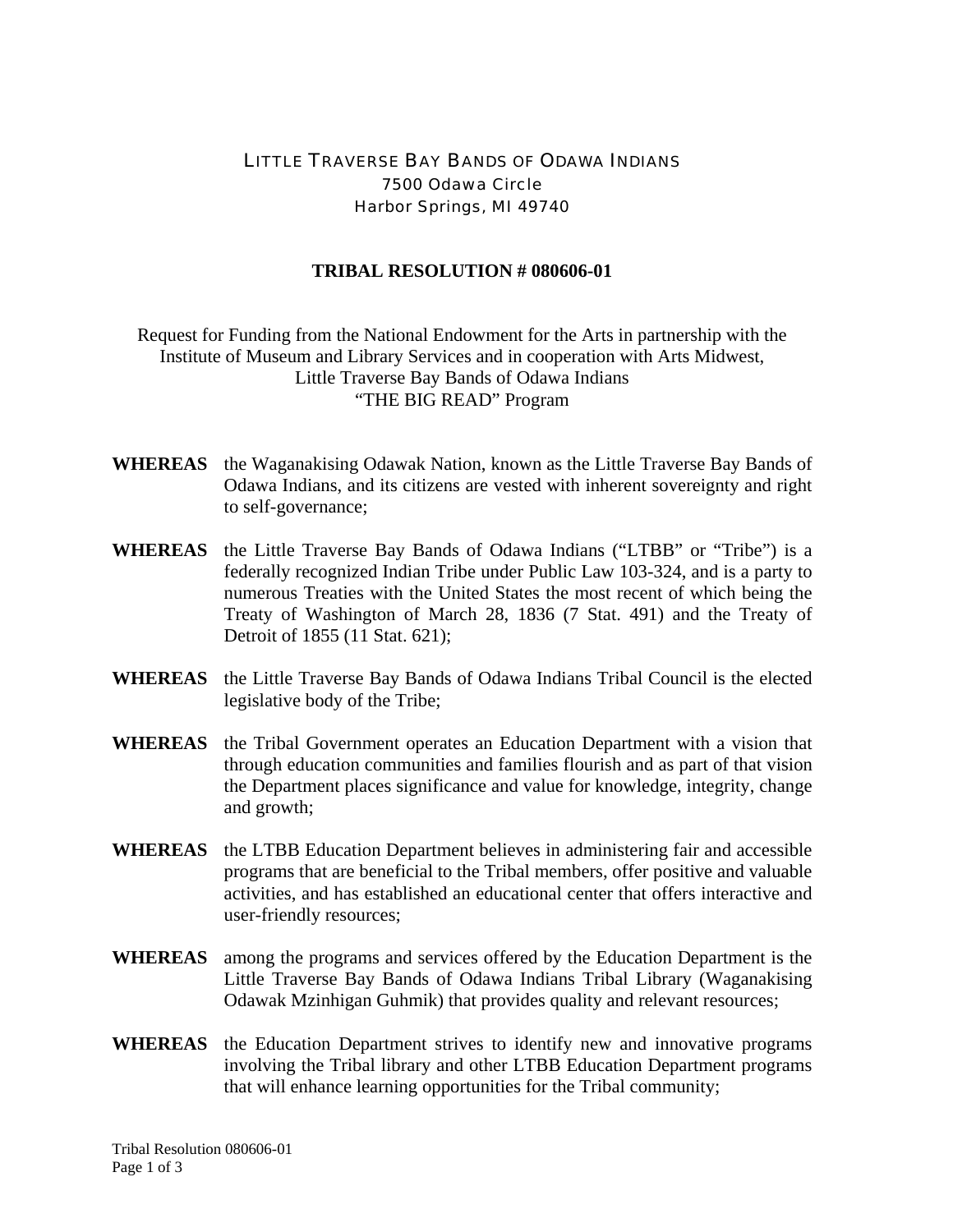LITTLE TRAVERSE BAY BANDS OF ODAWA INDIANS
7500 Odawa Circle
Harbor Springs, MI 49740

**TRIBAL RESOLUTION # 080606-01**

Request for Funding from the National Endowment for the Arts in partnership with the Institute of Museum and Library Services and in cooperation with Arts Midwest, Little Traverse Bay Bands of Odawa Indians "THE BIG READ" Program

**WHEREAS** the Waganakising Odawak Nation, known as the Little Traverse Bay Bands of Odawa Indians, and its citizens are vested with inherent sovereignty and right to self-governance;

**WHEREAS** the Little Traverse Bay Bands of Odawa Indians ("LTBB" or "Tribe") is a federally recognized Indian Tribe under Public Law 103-324, and is a party to numerous Treaties with the United States the most recent of which being the Treaty of Washington of March 28, 1836 (7 Stat. 491) and the Treaty of Detroit of 1855 (11 Stat. 621);

**WHEREAS** the Little Traverse Bay Bands of Odawa Indians Tribal Council is the elected legislative body of the Tribe;

**WHEREAS** the Tribal Government operates an Education Department with a vision that through education communities and families flourish and as part of that vision the Department places significance and value for knowledge, integrity, change and growth;

**WHEREAS** the LTBB Education Department believes in administering fair and accessible programs that are beneficial to the Tribal members, offer positive and valuable activities, and has established an educational center that offers interactive and user-friendly resources;

**WHEREAS** among the programs and services offered by the Education Department is the Little Traverse Bay Bands of Odawa Indians Tribal Library (Waganakising Odawak Mzinhigan Guhmik) that provides quality and relevant resources;

**WHEREAS** the Education Department strives to identify new and innovative programs involving the Tribal library and other LTBB Education Department programs that will enhance learning opportunities for the Tribal community;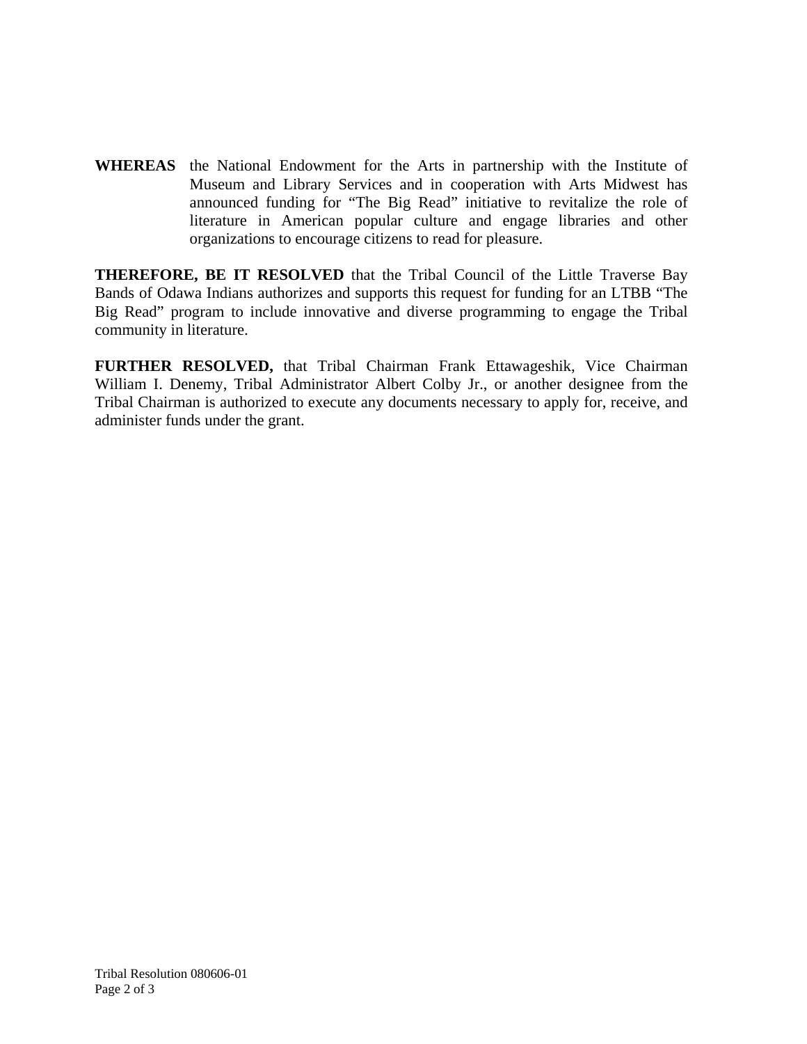**WHEREAS** the National Endowment for the Arts in partnership with the Institute of Museum and Library Services and in cooperation with Arts Midwest has announced funding for "The Big Read" initiative to revitalize the role of literature in American popular culture and engage libraries and other organizations to encourage citizens to read for pleasure.

**THEREFORE, BE IT RESOLVED** that the Tribal Council of the Little Traverse Bay Bands of Odawa Indians authorizes and supports this request for funding for an LTBB "The Big Read" program to include innovative and diverse programming to engage the Tribal community in literature.

**FURTHER RESOLVED,** that Tribal Chairman Frank Ettawageshik, Vice Chairman William I. Denemy, Tribal Administrator Albert Colby Jr., or another designee from the Tribal Chairman is authorized to execute any documents necessary to apply for, receive, and administer funds under the grant.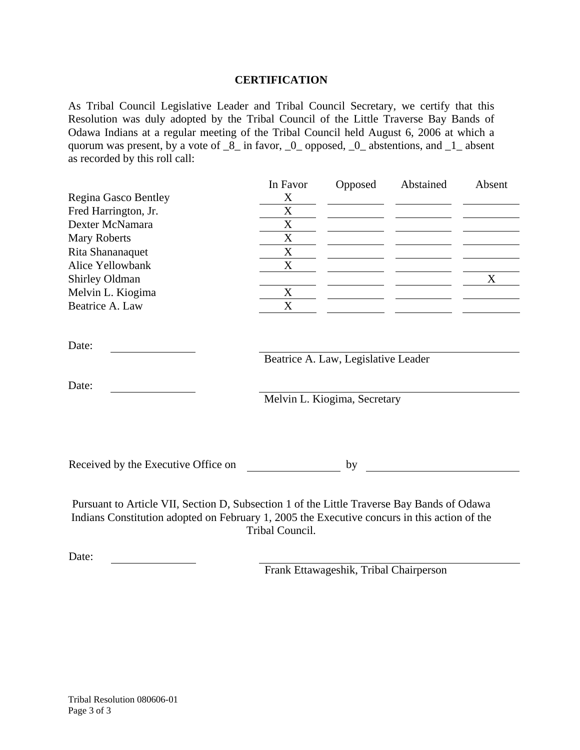## CERTIFICATION

As Tribal Council Legislative Leader and Tribal Council Secretary, we certify that this Resolution was duly adopted by the Tribal Council of the Little Traverse Bay Bands of Odawa Indians at a regular meeting of the Tribal Council held August 6, 2006 at which a quorum was present, by a vote of _8_ in favor, _0_ opposed, _0_ abstentions, and _1_ absent as recorded by this roll call:

| | In Favor | Opposed | Abstained | Absent |
|---|---|---|---|---|
| Regina Gasco Bentley | X | | | |
| Fred Harrington, Jr. | X | | | |
| Dexter McNamara | X | | | |
| Mary Roberts | X | | | |
| Rita Shananaquet | X | | | |
| Alice Yellowbank | X | | | |
| Shirley Oldman | | | | X |
| Melvin L. Kiogima | X | | | |
| Beatrice A. Law | X | | | |

Date: ______________ ______________________________
Beatrice A. Law, Legislative Leader

Date: ______________ ______________________________
Melvin L. Kiogima, Secretary

Received by the Executive Office on ______________ by ______________________

Pursuant to Article VII, Section D, Subsection 1 of the Little Traverse Bay Bands of Odawa Indians Constitution adopted on February 1, 2005 the Executive concurs in this action of the Tribal Council.

Date: ______________ ______________________________
Frank Ettawageshik, Tribal Chairperson

Tribal Resolution 080606-01